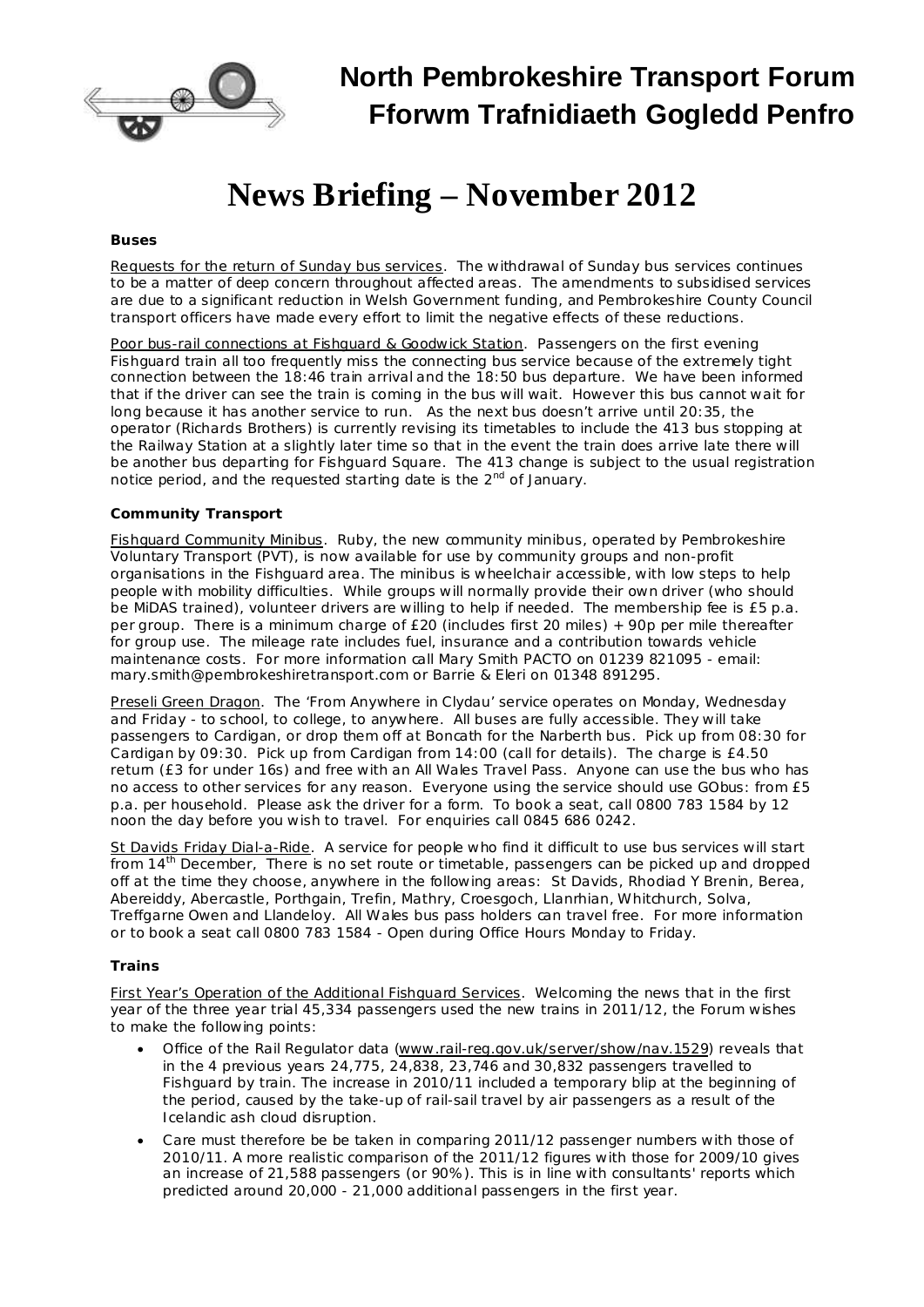# North Pembrokeshire Transport Forum
# Fforwm Trafnidiaeth Gogledd Penfro

# News Briefing – November 2012

### Buses

Requests for the return of Sunday bus services. The withdrawal of Sunday bus services continues to be a matter of deep concern throughout affected areas. The amendments to subsidised services are due to a significant reduction in Welsh Government funding, and Pembrokeshire County Council transport officers have made every effort to limit the negative effects of these reductions.

Poor bus-rail connections at Fishguard & Goodwick Station. Passengers on the first evening Fishguard train all too frequently miss the connecting bus service because of the extremely tight connection between the 18:46 train arrival and the 18:50 bus departure. We have been informed that if the driver can see the train is coming in the bus will wait. However this bus cannot wait for long because it has another service to run. As the next bus doesn't arrive until 20:35, the operator (Richards Brothers) is currently revising its timetables to include the 413 bus stopping at the Railway Station at a slightly later time so that in the event the train does arrive late there will be another bus departing for Fishguard Square. The 413 change is subject to the usual registration notice period, and the requested starting date is the 2nd of January.

### Community Transport

Fishguard Community Minibus. Ruby, the new community minibus, operated by Pembrokeshire Voluntary Transport (PVT), is now available for use by community groups and non-profit organisations in the Fishguard area. The minibus is wheelchair accessible, with low steps to help people with mobility difficulties. While groups will normally provide their own driver (who should be MiDAS trained), volunteer drivers are willing to help if needed. The membership fee is £5 p.a. per group. There is a minimum charge of £20 (includes first 20 miles) + 90p per mile thereafter for group use. The mileage rate includes fuel, insurance and a contribution towards vehicle maintenance costs. For more information call Mary Smith PACTO on 01239 821095 - email: mary.smith@pembrokeshiretransport.com or Barrie & Eleri on 01348 891295.

Preseli Green Dragon. The 'From Anywhere in Clydau' service operates on Monday, Wednesday and Friday - to school, to college, to anywhere. All buses are fully accessible. They will take passengers to Cardigan, or drop them off at Boncath for the Narberth bus. Pick up from 08:30 for Cardigan by 09:30. Pick up from Cardigan from 14:00 (call for details). The charge is £4.50 return (£3 for under 16s) and free with an All Wales Travel Pass. Anyone can use the bus who has no access to other services for any reason. Everyone using the service should use GObus: from £5 p.a. per household. Please ask the driver for a form. To book a seat, call 0800 783 1584 by 12 noon the day before you wish to travel. For enquiries call 0845 686 0242.

St Davids Friday Dial-a-Ride. A service for people who find it difficult to use bus services will start from 14th December, There is no set route or timetable, passengers can be picked up and dropped off at the time they choose, anywhere in the following areas: St Davids, Rhodiad Y Brenin, Berea, Abereiddy, Abercastle, Porthgain, Trefin, Mathry, Croesgoch, Llanrhian, Whitchurch, Solva, Treffgarne Owen and Llandeloy. All Wales bus pass holders can travel free. For more information or to book a seat call 0800 783 1584 - Open during Office Hours Monday to Friday.

### Trains

First Year's Operation of the Additional Fishguard Services. Welcoming the news that in the first year of the three year trial 45,334 passengers used the new trains in 2011/12, the Forum wishes to make the following points:

- Office of the Rail Regulator data (www.rail-reg.gov.uk/server/show/nav.1529) reveals that in the 4 previous years 24,775, 24,838, 23,746 and 30,832 passengers travelled to Fishguard by train. The increase in 2010/11 included a temporary blip at the beginning of the period, caused by the take-up of rail-sail travel by air passengers as a result of the Icelandic ash cloud disruption.
- Care must therefore be be taken in comparing 2011/12 passenger numbers with those of 2010/11. A more realistic comparison of the 2011/12 figures with those for 2009/10 gives an increase of 21,588 passengers (or 90%). This is in line with consultants' reports which predicted around 20,000 - 21,000 additional passengers in the first year.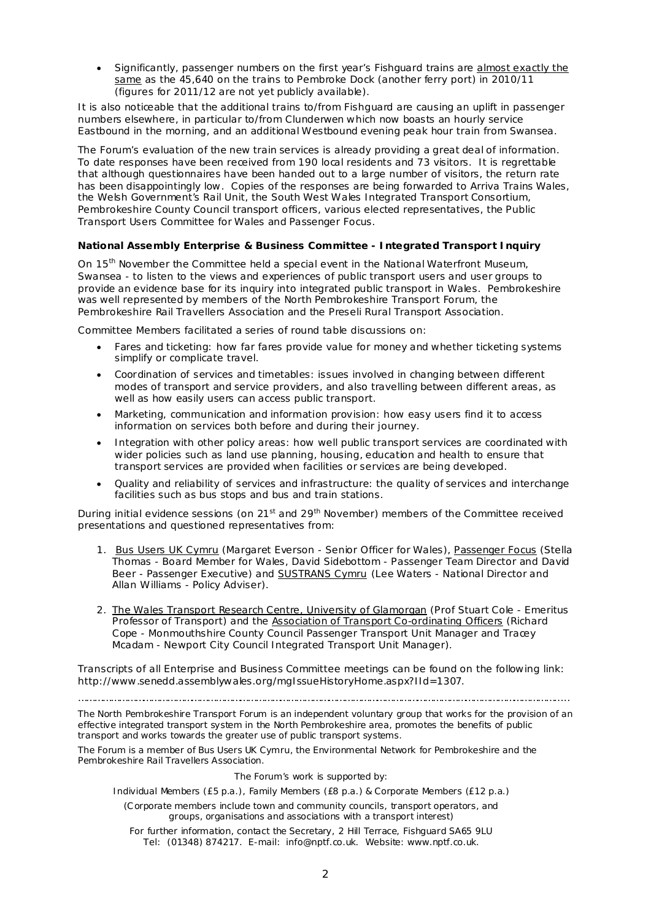- Significantly, passenger numbers on the first year's Fishguard trains are almost exactly the same as the 45,640 on the trains to Pembroke Dock (another ferry port) in 2010/11 (figures for 2011/12 are not yet publicly available).

It is also noticeable that the additional trains to/from Fishguard are causing an uplift in passenger numbers elsewhere, in particular to/from Clunderwen which now boasts an hourly service Eastbound in the morning, and an additional Westbound evening peak hour train from Swansea.

The Forum's evaluation of the new train services is already providing a great deal of information. To date responses have been received from 190 local residents and 73 visitors. It is regrettable that although questionnaires have been handed out to a large number of visitors, the return rate has been disappointingly low. Copies of the responses are being forwarded to Arriva Trains Wales, the Welsh Government's Rail Unit, the South West Wales Integrated Transport Consortium, Pembrokeshire County Council transport officers, various elected representatives, the Public Transport Users Committee for Wales and Passenger Focus.

**National Assembly Enterprise & Business Committee - Integrated Transport Inquiry**

On 15th November the Committee held a special event in the National Waterfront Museum, Swansea - to listen to the views and experiences of public transport users and user groups to provide an evidence base for its inquiry into integrated public transport in Wales. Pembrokeshire was well represented by members of the North Pembrokeshire Transport Forum, the Pembrokeshire Rail Travellers Association and the Preseli Rural Transport Association.

Committee Members facilitated a series of round table discussions on:

- Fares and ticketing: how far fares provide value for money and whether ticketing systems simplify or complicate travel.
- Coordination of services and timetables: issues involved in changing between different modes of transport and service providers, and also travelling between different areas, as well as how easily users can access public transport.
- Marketing, communication and information provision: how easy users find it to access information on services both before and during their journey.
- Integration with other policy areas: how well public transport services are coordinated with wider policies such as land use planning, housing, education and health to ensure that transport services are provided when facilities or services are being developed.
- Quality and reliability of services and infrastructure: the quality of services and interchange facilities such as bus stops and bus and train stations.

During initial evidence sessions (on 21st and 29th November) members of the Committee received presentations and questioned representatives from:

1. Bus Users UK Cymru (Margaret Everson - Senior Officer for Wales), Passenger Focus (Stella Thomas - Board Member for Wales, David Sidebottom - Passenger Team Director and David Beer - Passenger Executive) and SUSTRANS Cymru (Lee Waters - National Director and Allan Williams - Policy Adviser).
2. The Wales Transport Research Centre, University of Glamorgan (Prof Stuart Cole - Emeritus Professor of Transport) and the Association of Transport Co-ordinating Officers (Richard Cope - Monmouthshire County Council Passenger Transport Unit Manager and Tracey Mcadam - Newport City Council Integrated Transport Unit Manager).

Transcripts of all Enterprise and Business Committee meetings can be found on the following link: http://www.senedd.assemblywales.org/mgIssueHistoryHome.aspx?IId=1307.

---

*The North Pembrokeshire Transport Forum is an independent voluntary group that works for the provision of an effective integrated transport system in the North Pembrokeshire area, promotes the benefits of public transport and works towards the greater use of public transport systems.*

*The Forum is a member of Bus Users UK Cymru, the Environmental Network for Pembrokeshire and the Pembrokeshire Rail Travellers Association.*

*The Forum's work is supported by:*

*Individual Members (£5 p.a.), Family Members (£8 p.a.) & Corporate Members (£12 p.a.)*

*(Corporate members include town and community councils, transport operators, and groups, organisations and associations with a transport interest)*

*For further information, contact the Secretary, 2 Hill Terrace, Fishguard SA65 9LU*
*Tel: (01348) 874217. E-mail: info@nptf.co.uk. Website: www.nptf.co.uk.*